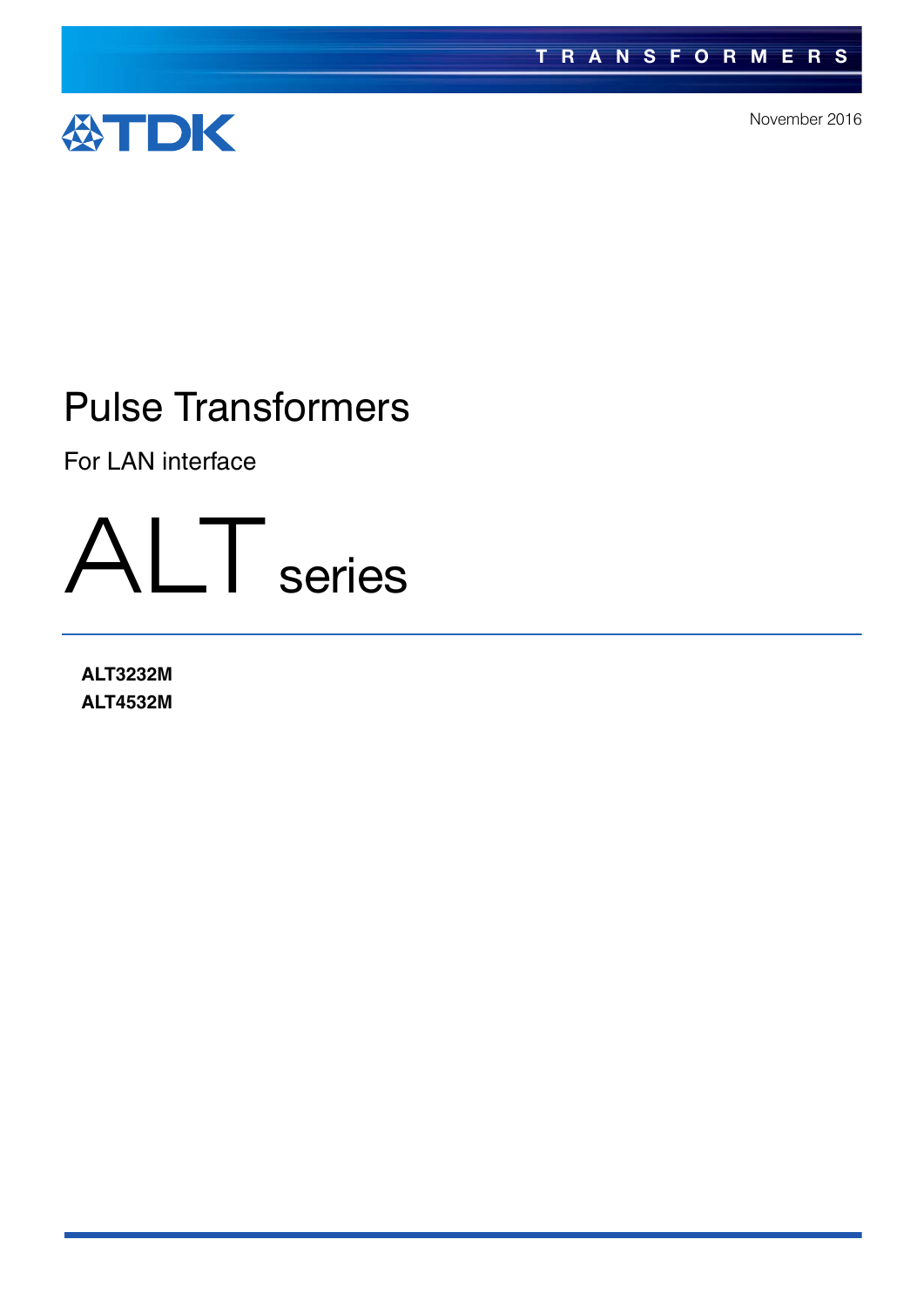TRANSFORMERS

TDK

November 2016

# Pulse Transformers

For LAN interface

# ALT series

**ALT3232M**
**ALT4532M**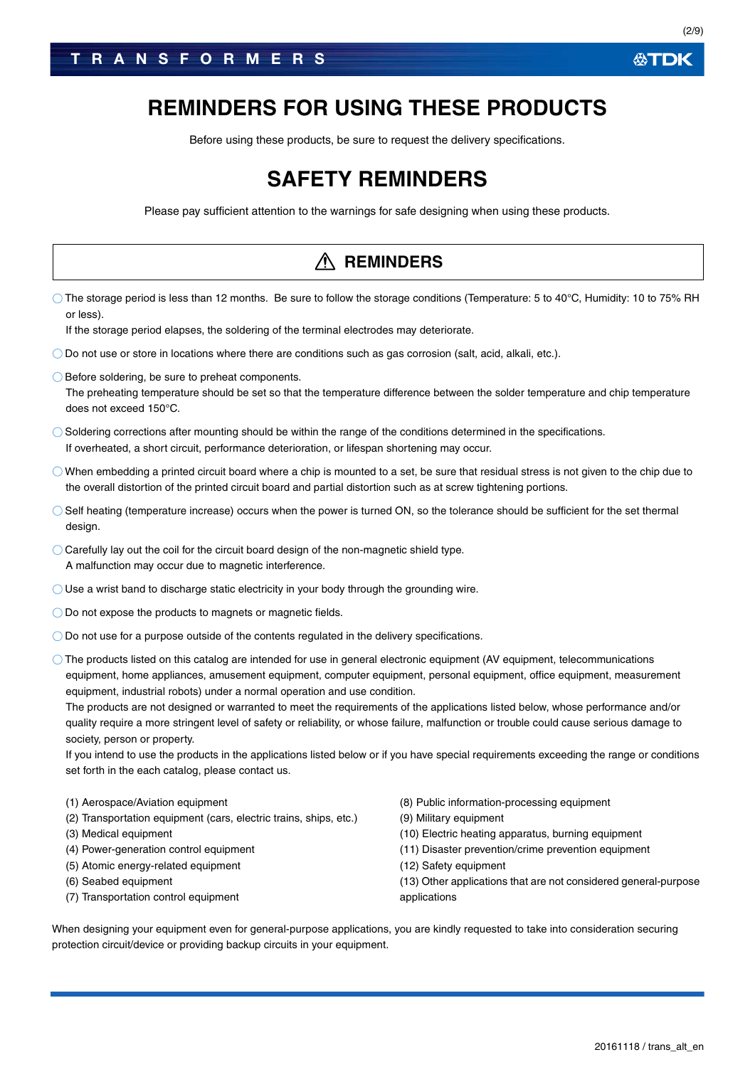# REMINDERS FOR USING THESE PRODUCTS

Before using these products, be sure to request the delivery specifications.

# SAFETY REMINDERS

Please pay sufficient attention to the warnings for safe designing when using these products.

## ⚠ REMINDERS

- The storage period is less than 12 months. Be sure to follow the storage conditions (Temperature: 5 to 40°C, Humidity: 10 to 75% RH or less).
  If the storage period elapses, the soldering of the terminal electrodes may deteriorate.
- Do not use or store in locations where there are conditions such as gas corrosion (salt, acid, alkali, etc.).
- Before soldering, be sure to preheat components.
  The preheating temperature should be set so that the temperature difference between the solder temperature and chip temperature does not exceed 150°C.
- Soldering corrections after mounting should be within the range of the conditions determined in the specifications.
  If overheated, a short circuit, performance deterioration, or lifespan shortening may occur.
- When embedding a printed circuit board where a chip is mounted to a set, be sure that residual stress is not given to the chip due to the overall distortion of the printed circuit board and partial distortion such as at screw tightening portions.
- Self heating (temperature increase) occurs when the power is turned ON, so the tolerance should be sufficient for the set thermal design.
- Carefully lay out the coil for the circuit board design of the non-magnetic shield type.
  A malfunction may occur due to magnetic interference.
- Use a wrist band to discharge static electricity in your body through the grounding wire.
- Do not expose the products to magnets or magnetic fields.
- Do not use for a purpose outside of the contents regulated in the delivery specifications.
- The products listed on this catalog are intended for use in general electronic equipment (AV equipment, telecommunications equipment, home appliances, amusement equipment, computer equipment, personal equipment, office equipment, measurement equipment, industrial robots) under a normal operation and use condition.
  The products are not designed or warranted to meet the requirements of the applications listed below, whose performance and/or quality require a more stringent level of safety or reliability, or whose failure, malfunction or trouble could cause serious damage to society, person or property.
  If you intend to use the products in the applications listed below or if you have special requirements exceeding the range or conditions set forth in the each catalog, please contact us.

(1) Aerospace/Aviation equipment
(2) Transportation equipment (cars, electric trains, ships, etc.)
(3) Medical equipment
(4) Power-generation control equipment
(5) Atomic energy-related equipment
(6) Seabed equipment
(7) Transportation control equipment
(8) Public information-processing equipment
(9) Military equipment
(10) Electric heating apparatus, burning equipment
(11) Disaster prevention/crime prevention equipment
(12) Safety equipment
(13) Other applications that are not considered general-purpose applications

When designing your equipment even for general-purpose applications, you are kindly requested to take into consideration securing protection circuit/device or providing backup circuits in your equipment.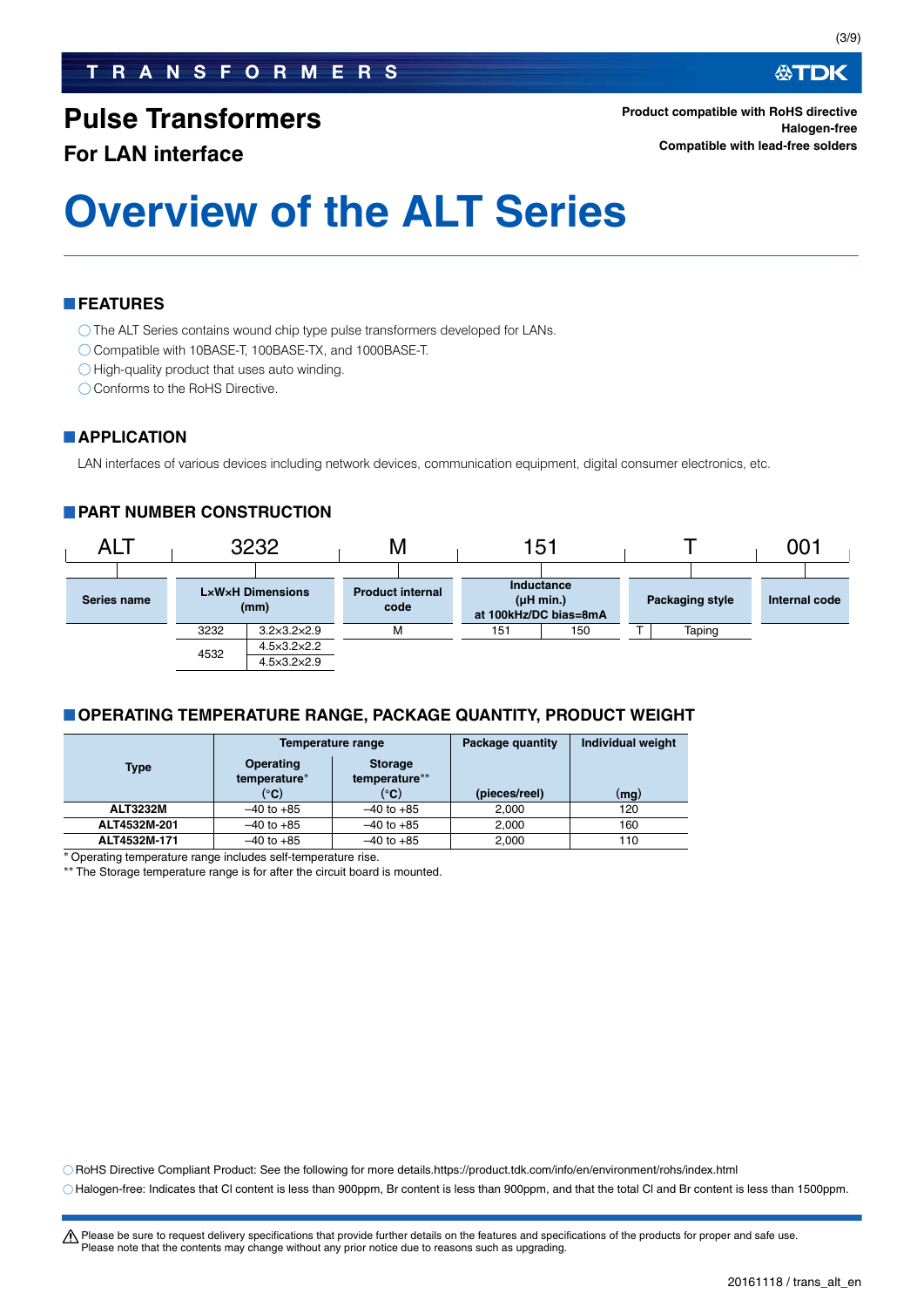# Pulse Transformers

## For LAN interface

Product compatible with RoHS directive
Halogen-free
Compatible with lead-free solders

# Overview of the ALT Series

## FEATURES

- ◯ The ALT Series contains wound chip type pulse transformers developed for LANs.
- ◯ Compatible with 10BASE-T, 100BASE-TX, and 1000BASE-T.
- ◯ High-quality product that uses auto winding.
- ◯ Conforms to the RoHS Directive.

## APPLICATION

LAN interfaces of various devices including network devices, communication equipment, digital consumer electronics, etc.

## PART NUMBER CONSTRUCTION

| ALT | 3232 | M | 151 | T | 001 |
|---|---|---|---|---|---|
| Series name | L×W×H Dimensions (mm) | Product internal code | Inductance (µH min.) at 100kHz/DC bias=8mA | Packaging style | Internal code |

| L×W×H Dimensions (mm) | |
|---|---|
| 3232 | 3.2×3.2×2.9 |
| 4532 | 4.5×3.2×2.2 |
| | 4.5×3.2×2.9 |

| Product internal code |
|---|
| M |

| Inductance | |
|---|---|
| 151 | 150 |

| Packaging style | |
|---|---|
| T | Taping |

## OPERATING TEMPERATURE RANGE, PACKAGE QUANTITY, PRODUCT WEIGHT

| Type | Temperature range | | Package quantity | Individual weight |
|---|---|---|---|---|
| | Operating temperature* (°C) | Storage temperature** (°C) | (pieces/reel) | (mg) |
| ALT3232M | –40 to +85 | –40 to +85 | 2,000 | 120 |
| ALT4532M-201 | –40 to +85 | –40 to +85 | 2,000 | 160 |
| ALT4532M-171 | –40 to +85 | –40 to +85 | 2,000 | 110 |

\* Operating temperature range includes self-temperature rise.
\*\* The Storage temperature range is for after the circuit board is mounted.

◯ RoHS Directive Compliant Product: See the following for more details.https://product.tdk.com/info/en/environment/rohs/index.html
◯ Halogen-free: Indicates that Cl content is less than 900ppm, Br content is less than 900ppm, and that the total Cl and Br content is less than 1500ppm.

⚠ Please be sure to request delivery specifications that provide further details on the features and specifications of the products for proper and safe use.
Please note that the contents may change without any prior notice due to reasons such as upgrading.

20161118 / trans_alt_en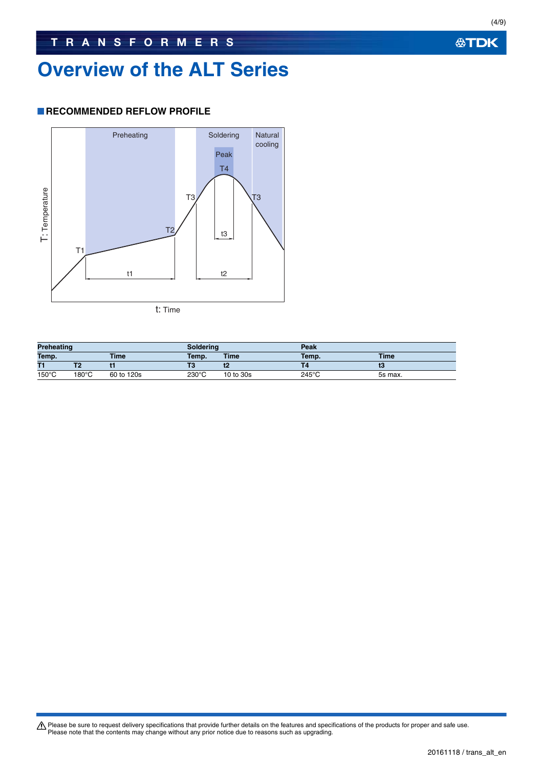# Overview of the ALT Series

## RECOMMENDED REFLOW PROFILE

| Preheating | | | Soldering | | Peak | |
|---|---|---|---|---|---|---|
| Temp. | | Time | Temp. | Time | Temp. | Time |
| T1 | T2 | t1 | T3 | t2 | T4 | t3 |
| 150°C | 180°C | 60 to 120s | 230°C | 10 to 30s | 245°C | 5s max. |

⚠ Please be sure to request delivery specifications that provide further details on the features and specifications of the products for proper and safe use.
Please note that the contents may change without any prior notice due to reasons such as upgrading.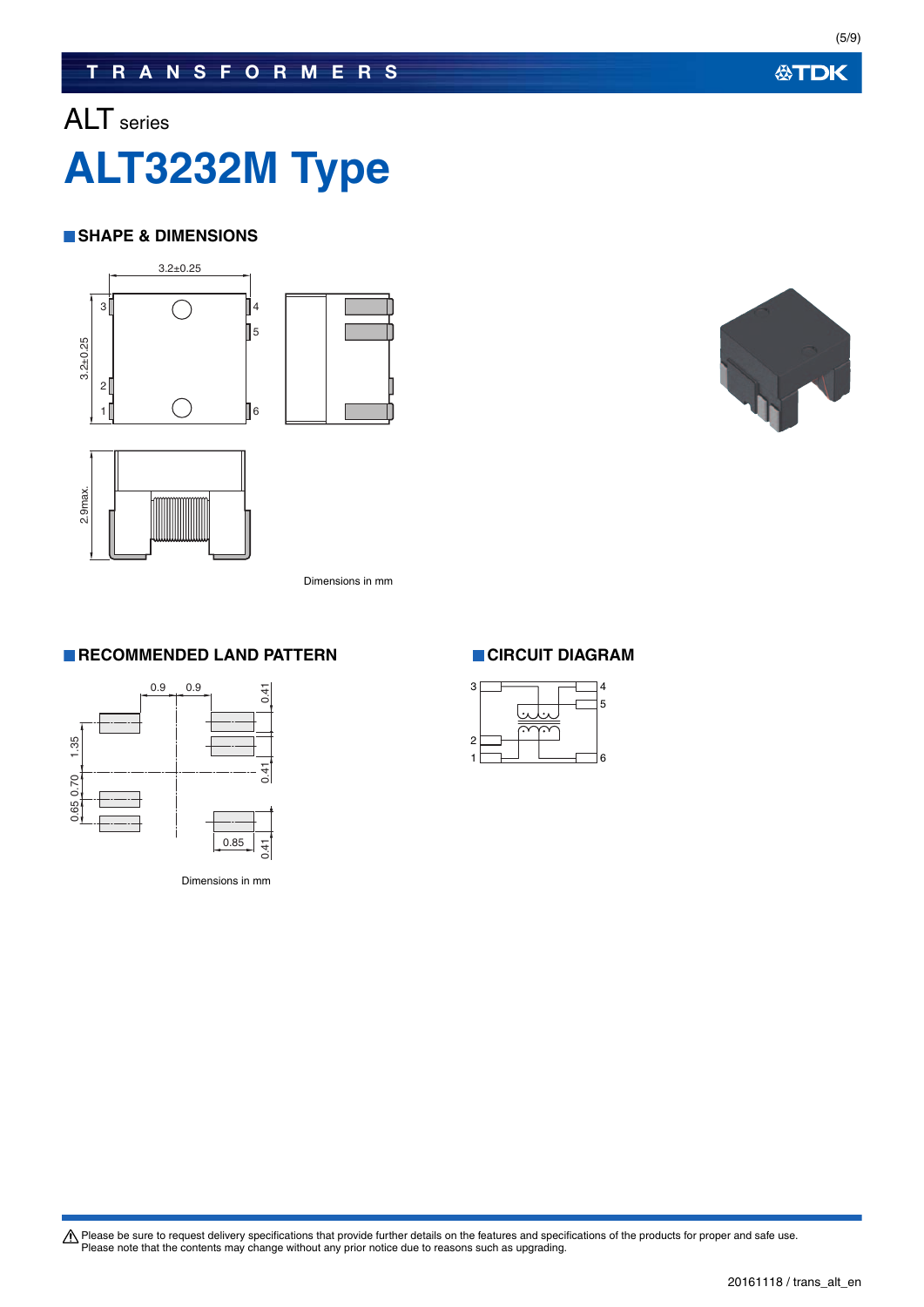ALT series

# ALT3232M Type

## SHAPE & DIMENSIONS

3.2±0.25

3.2±0.25

2.9max.

Dimensions in mm

## RECOMMENDED LAND PATTERN

0.9 0.9

0.41

1.35

0.41

0.65 0.70

0.85

0.41

Dimensions in mm

## CIRCUIT DIAGRAM

3 4 5 2 1 6

⚠ Please be sure to request delivery specifications that provide further details on the features and specifications of the products for proper and safe use.
Please note that the contents may change without any prior notice due to reasons such as upgrading.

20161118 / trans_alt_en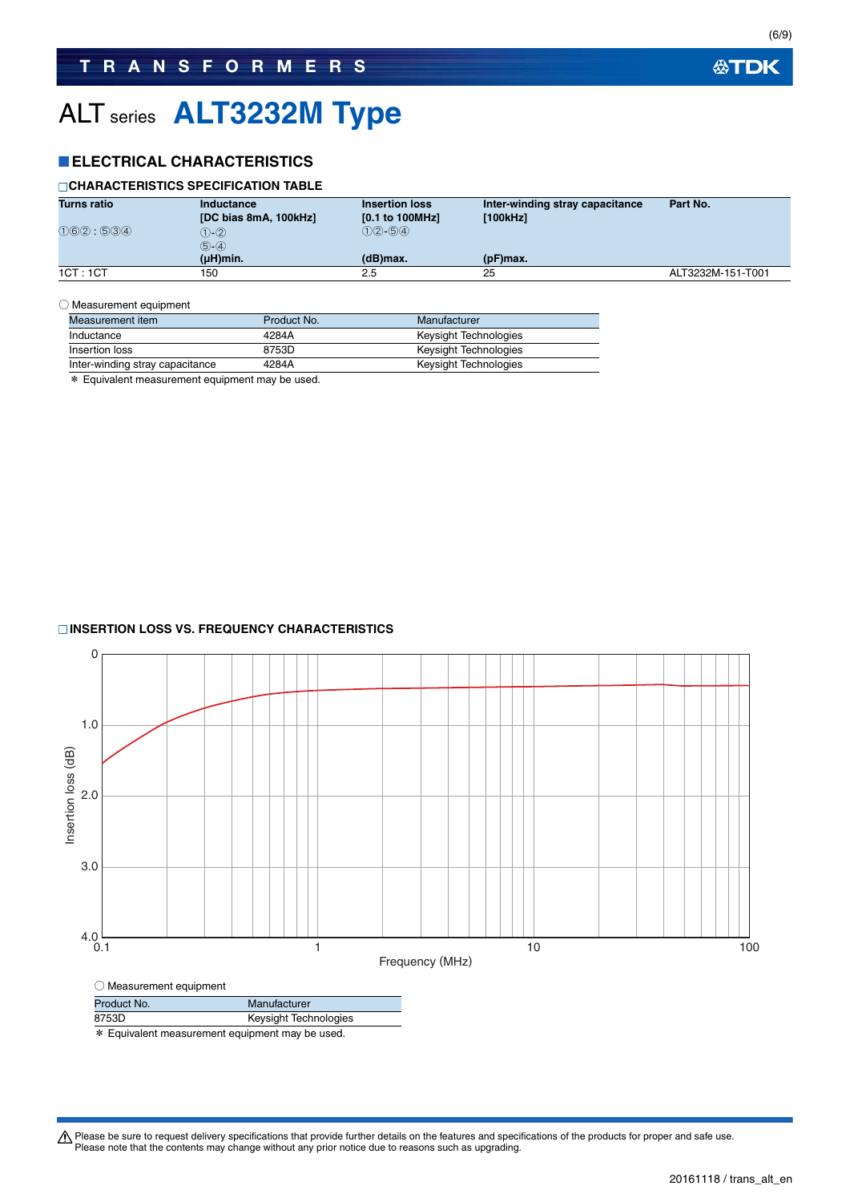TRANSFORMERS

# ALT series ALT3232M Type

## ■ELECTRICAL CHARACTERISTICS

### □CHARACTERISTICS SPECIFICATION TABLE

| Turns ratio ①⑥②：⑤③④ | Inductance [DC bias 8mA, 100kHz] ①-② ⑤-④ (μH)min. | Insertion loss [0.1 to 100MHz] ①②-⑤④ (dB)max. | Inter-winding stray capacitance [100kHz] (pF)max. | Part No. |
|---|---|---|---|---|
| 1CT : 1CT | 150 | 2.5 | 25 | ALT3232M-151-T001 |

○ Measurement equipment

| Measurement item | Product No. | Manufacturer |
|---|---|---|
| Inductance | 4284A | Keysight Technologies |
| Insertion loss | 8753D | Keysight Technologies |
| Inter-winding stray capacitance | 4284A | Keysight Technologies |

＊ Equivalent measurement equipment may be used.

### □INSERTION LOSS VS. FREQUENCY CHARACTERISTICS

○ Measurement equipment

| Product No. | Manufacturer |
|---|---|
| 8753D | Keysight Technologies |

＊ Equivalent measurement equipment may be used.

⚠ Please be sure to request delivery specifications that provide further details on the features and specifications of the products for proper and safe use.
Please note that the contents may change without any prior notice due to reasons such as upgrading.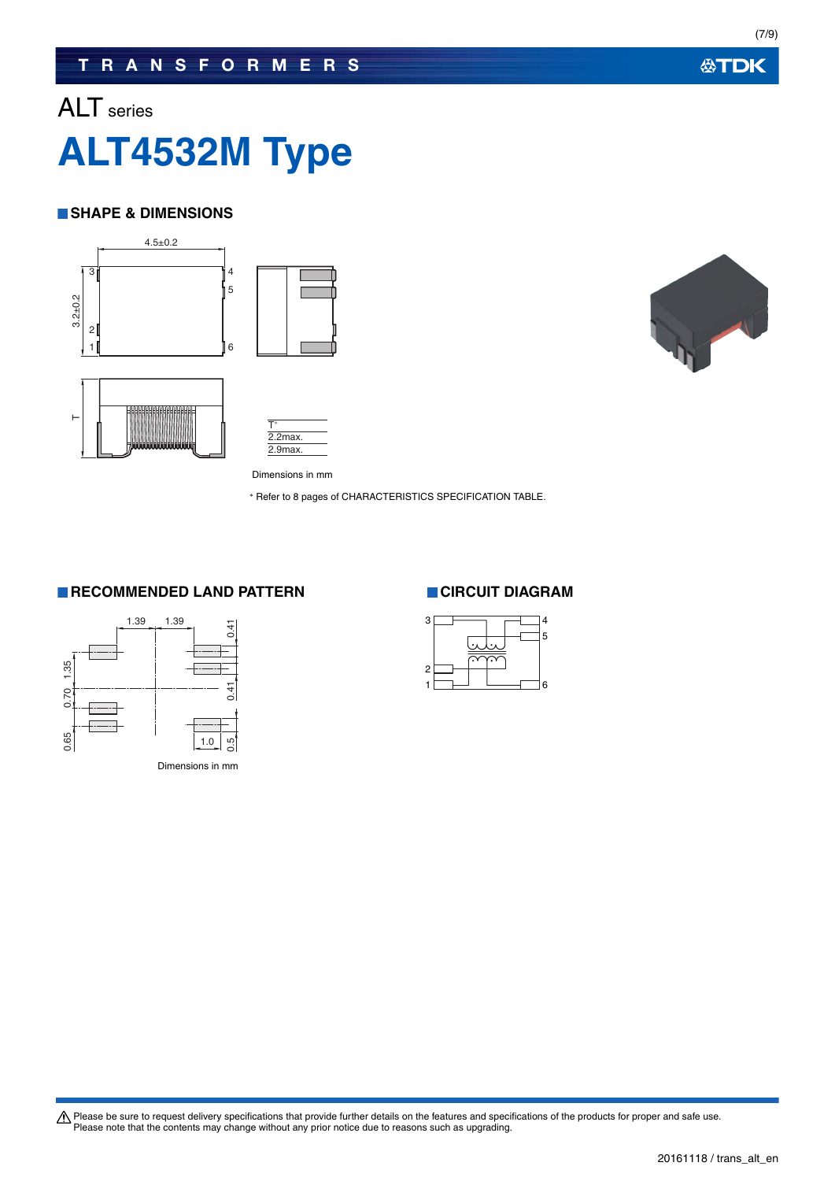ALT series

# ALT4532M Type

## SHAPE & DIMENSIONS

| T* |
|---|
| 2.2max. |
| 2.9max. |

Dimensions in mm

* Refer to 8 pages of CHARACTERISTICS SPECIFICATION TABLE.

## RECOMMENDED LAND PATTERN

Dimensions in mm

## CIRCUIT DIAGRAM

Please be sure to request delivery specifications that provide further details on the features and specifications of the products for proper and safe use.
Please note that the contents may change without any prior notice due to reasons such as upgrading.

20161118 / trans_alt_en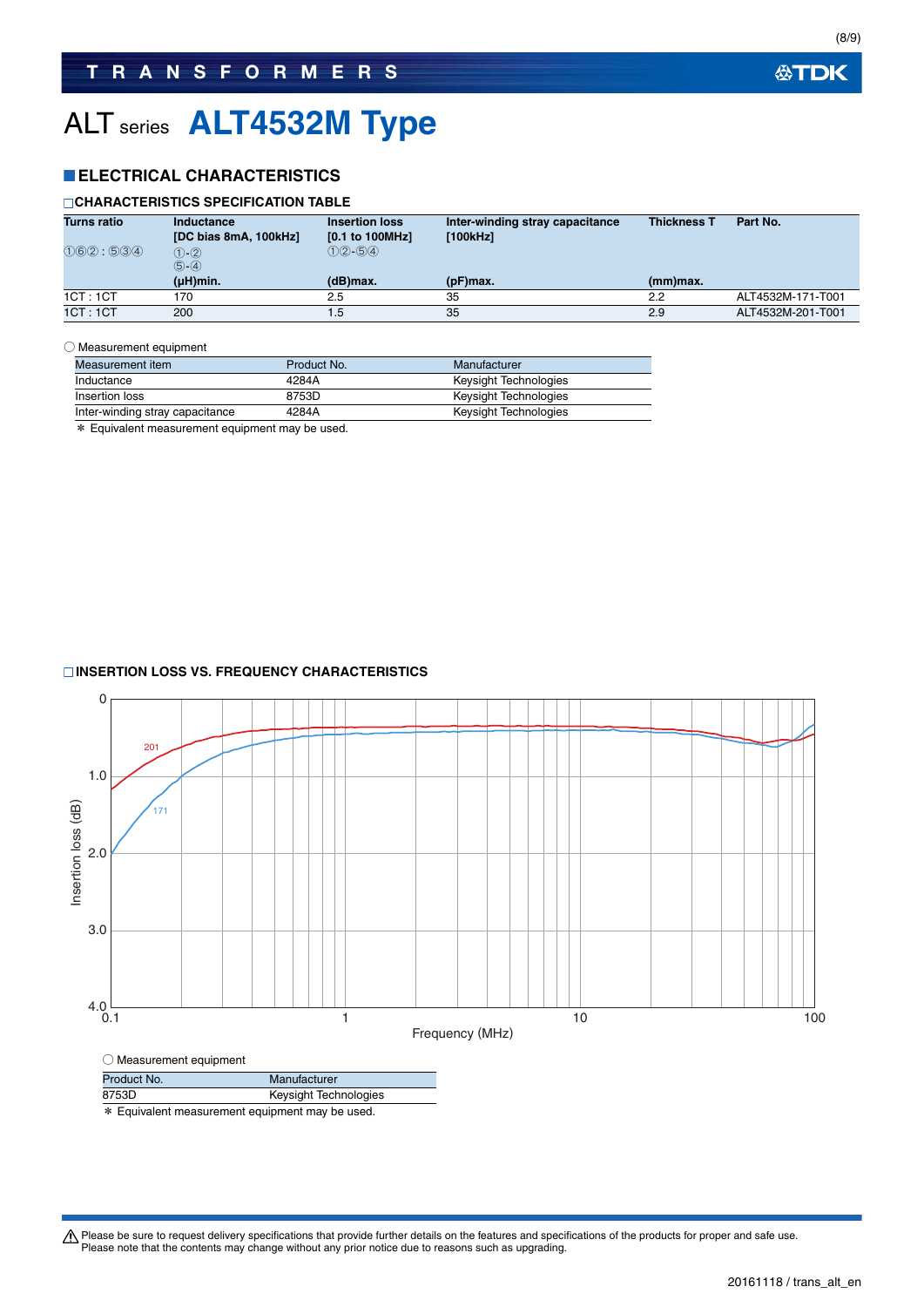# ALT series ALT4532M Type

## ■ELECTRICAL CHARACTERISTICS

### □CHARACTERISTICS SPECIFICATION TABLE

| Turns ratio ①⑥②：⑤③④ | Inductance [DC bias 8mA, 100kHz] ①-② ⑤-④ (μH)min. | Insertion loss [0.1 to 100MHz] ①②-⑤④ (dB)max. | Inter-winding stray capacitance [100kHz] (pF)max. | Thickness T (mm)max. | Part No. |
|---|---|---|---|---|---|
| 1CT : 1CT | 170 | 2.5 | 35 | 2.2 | ALT4532M-171-T001 |
| 1CT : 1CT | 200 | 1.5 | 35 | 2.9 | ALT4532M-201-T001 |

○ Measurement equipment

| Measurement item | Product No. | Manufacturer |
|---|---|---|
| Inductance | 4284A | Keysight Technologies |
| Insertion loss | 8753D | Keysight Technologies |
| Inter-winding stray capacitance | 4284A | Keysight Technologies |

＊ Equivalent measurement equipment may be used.

### □INSERTION LOSS VS. FREQUENCY CHARACTERISTICS

○ Measurement equipment

| Product No. | Manufacturer |
|---|---|
| 8753D | Keysight Technologies |

＊ Equivalent measurement equipment may be used.

⚠ Please be sure to request delivery specifications that provide further details on the features and specifications of the products for proper and safe use.
Please note that the contents may change without any prior notice due to reasons such as upgrading.

20161118 / trans_alt_en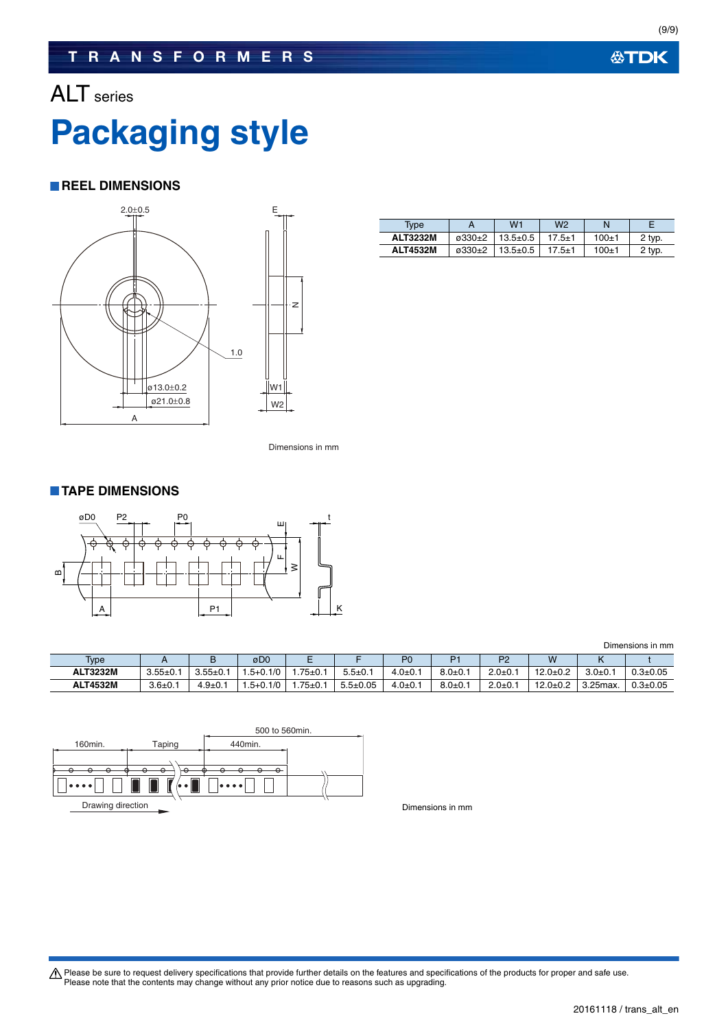ALT series

# Packaging style

## REEL DIMENSIONS

2.0±0.5

E

N

1.0

ø13.0±0.2

ø21.0±0.8

A

W1

W2

Dimensions in mm

| Type | A | W1 | W2 | N | E |
|---|---|---|---|---|---|
| **ALT3232M** | ø330±2 | 13.5±0.5 | 17.5±1 | 100±1 | 2 typ. |
| **ALT4532M** | ø330±2 | 13.5±0.5 | 17.5±1 | 100±1 | 2 typ. |

## TAPE DIMENSIONS

øD0 P2 P0 E t

B F W

A P1 K

Dimensions in mm

| Type | A | B | øD0 | E | F | P0 | P1 | P2 | W | K | t |
|---|---|---|---|---|---|---|---|---|---|---|---|
| **ALT3232M** | 3.55±0.1 | 3.55±0.1 | 1.5+0.1/0 | 1.75±0.1 | 5.5±0.1 | 4.0±0.1 | 8.0±0.1 | 2.0±0.1 | 12.0±0.2 | 3.0±0.1 | 0.3±0.05 |
| **ALT4532M** | 3.6±0.1 | 4.9±0.1 | 1.5+0.1/0 | 1.75±0.1 | 5.5±0.05 | 4.0±0.1 | 8.0±0.1 | 2.0±0.1 | 12.0±0.2 | 3.25max. | 0.3±0.05 |

500 to 560min.

160min. Taping 440min.

Drawing direction

Dimensions in mm

⚠ Please be sure to request delivery specifications that provide further details on the features and specifications of the products for proper and safe use.
Please note that the contents may change without any prior notice due to reasons such as upgrading.